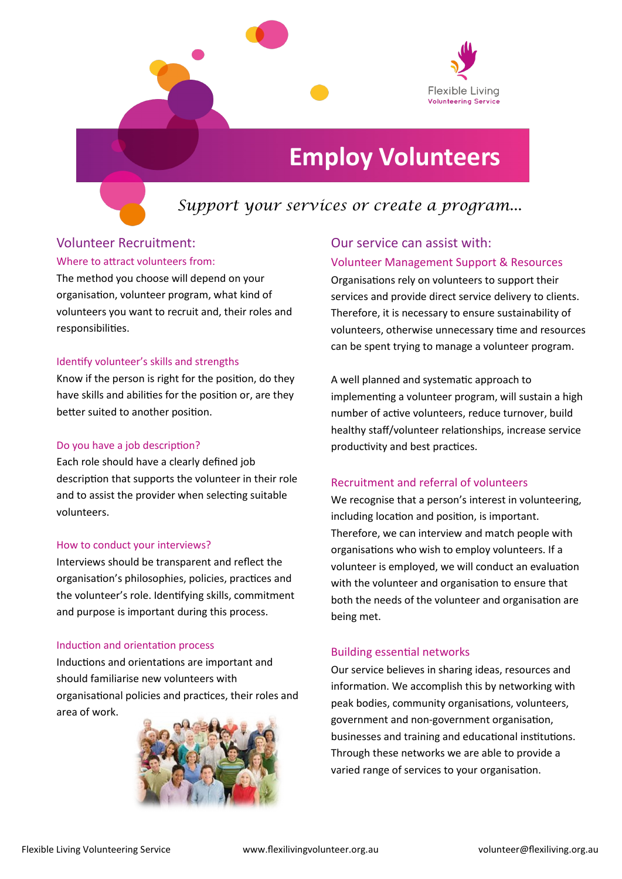Flexible Living
Volunteering Service

# Employ Volunteers

*Support your services or create a program...*

## Volunteer Recruitment:

### Where to attract volunteers from:

The method you choose will depend on your organisation, volunteer program, what kind of volunteers you want to recruit and, their roles and responsibilities.

### Identify volunteer's skills and strengths

Know if the person is right for the position, do they have skills and abilities for the position or, are they better suited to another position.

### Do you have a job description?

Each role should have a clearly defined job description that supports the volunteer in their role and to assist the provider when selecting suitable volunteers.

### How to conduct your interviews?

Interviews should be transparent and reflect the organisation's philosophies, policies, practices and the volunteer's role. Identifying skills, commitment and purpose is important during this process.

### Induction and orientation process

Inductions and orientations are important and should familiarise new volunteers with organisational policies and practices, their roles and area of work.

## Our service can assist with:

### Volunteer Management Support & Resources

Organisations rely on volunteers to support their services and provide direct service delivery to clients. Therefore, it is necessary to ensure sustainability of volunteers, otherwise unnecessary time and resources can be spent trying to manage a volunteer program.

A well planned and systematic approach to implementing a volunteer program, will sustain a high number of active volunteers, reduce turnover, build healthy staff/volunteer relationships, increase service productivity and best practices.

### Recruitment and referral of volunteers

We recognise that a person's interest in volunteering, including location and position, is important. Therefore, we can interview and match people with organisations who wish to employ volunteers. If a volunteer is employed, we will conduct an evaluation with the volunteer and organisation to ensure that both the needs of the volunteer and organisation are being met.

### Building essential networks

Our service believes in sharing ideas, resources and information. We accomplish this by networking with peak bodies, community organisations, volunteers, government and non-government organisation, businesses and training and educational institutions. Through these networks we are able to provide a varied range of services to your organisation.

Flexible Living Volunteering Service | www.flexilivingvolunteer.org.au | volunteer@flexiliving.org.au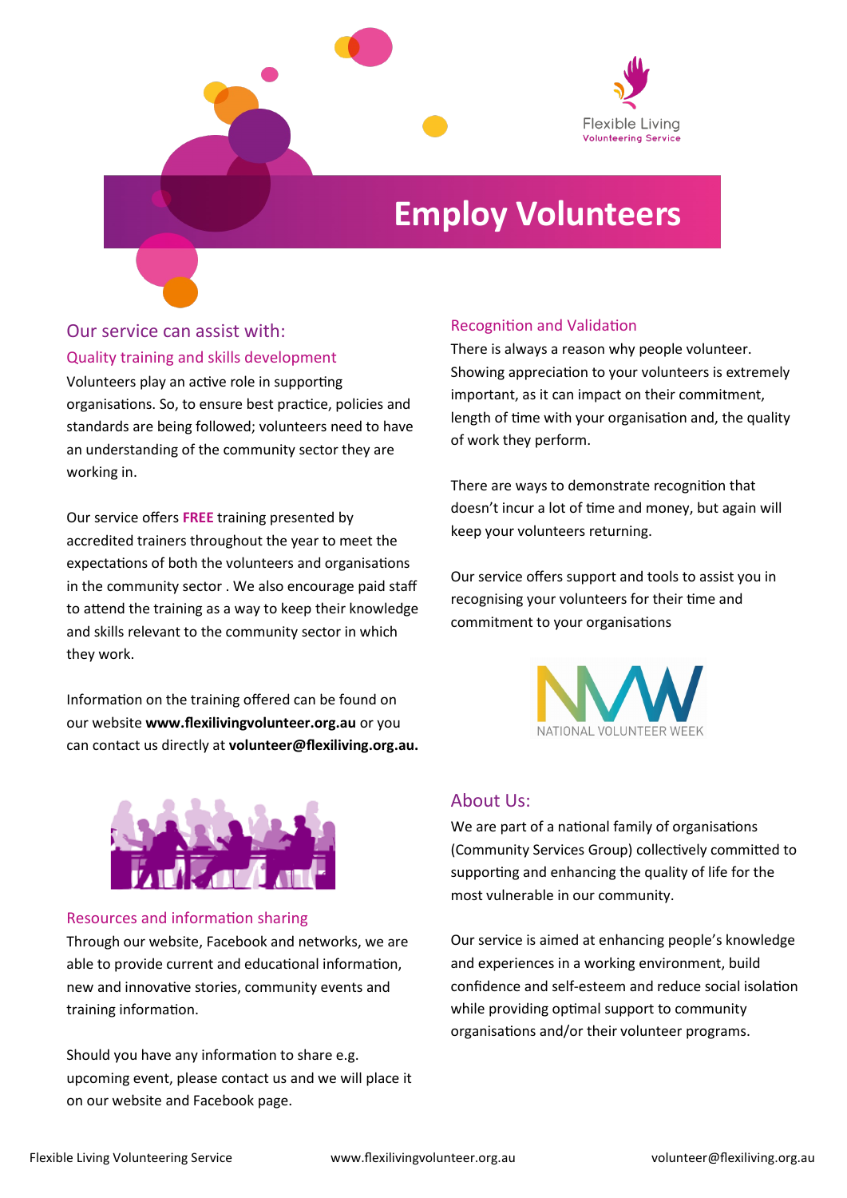# Employ Volunteers

## Our service can assist with:

### Quality training and skills development

Volunteers play an active role in supporting organisations. So, to ensure best practice, policies and standards are being followed; volunteers need to have an understanding of the community sector they are working in.

Our service offers **FREE** training presented by accredited trainers throughout the year to meet the expectations of both the volunteers and organisations in the community sector . We also encourage paid staff to attend the training as a way to keep their knowledge and skills relevant to the community sector in which they work.

Information on the training offered can be found on our website **www.flexilivingvolunteer.org.au** or you can contact us directly at **volunteer@flexiliving.org.au.**

### Resources and information sharing

Through our website, Facebook and networks, we are able to provide current and educational information, new and innovative stories, community events and training information.

Should you have any information to share e.g. upcoming event, please contact us and we will place it on our website and Facebook page.

### Recognition and Validation

There is always a reason why people volunteer. Showing appreciation to your volunteers is extremely important, as it can impact on their commitment, length of time with your organisation and, the quality of work they perform.

There are ways to demonstrate recognition that doesn't incur a lot of time and money, but again will keep your volunteers returning.

Our service offers support and tools to assist you in recognising your volunteers for their time and commitment to your organisations

## About Us:

We are part of a national family of organisations (Community Services Group) collectively committed to supporting and enhancing the quality of life for the most vulnerable in our community.

Our service is aimed at enhancing people's knowledge and experiences in a working environment, build confidence and self-esteem and reduce social isolation while providing optimal support to community organisations and/or their volunteer programs.